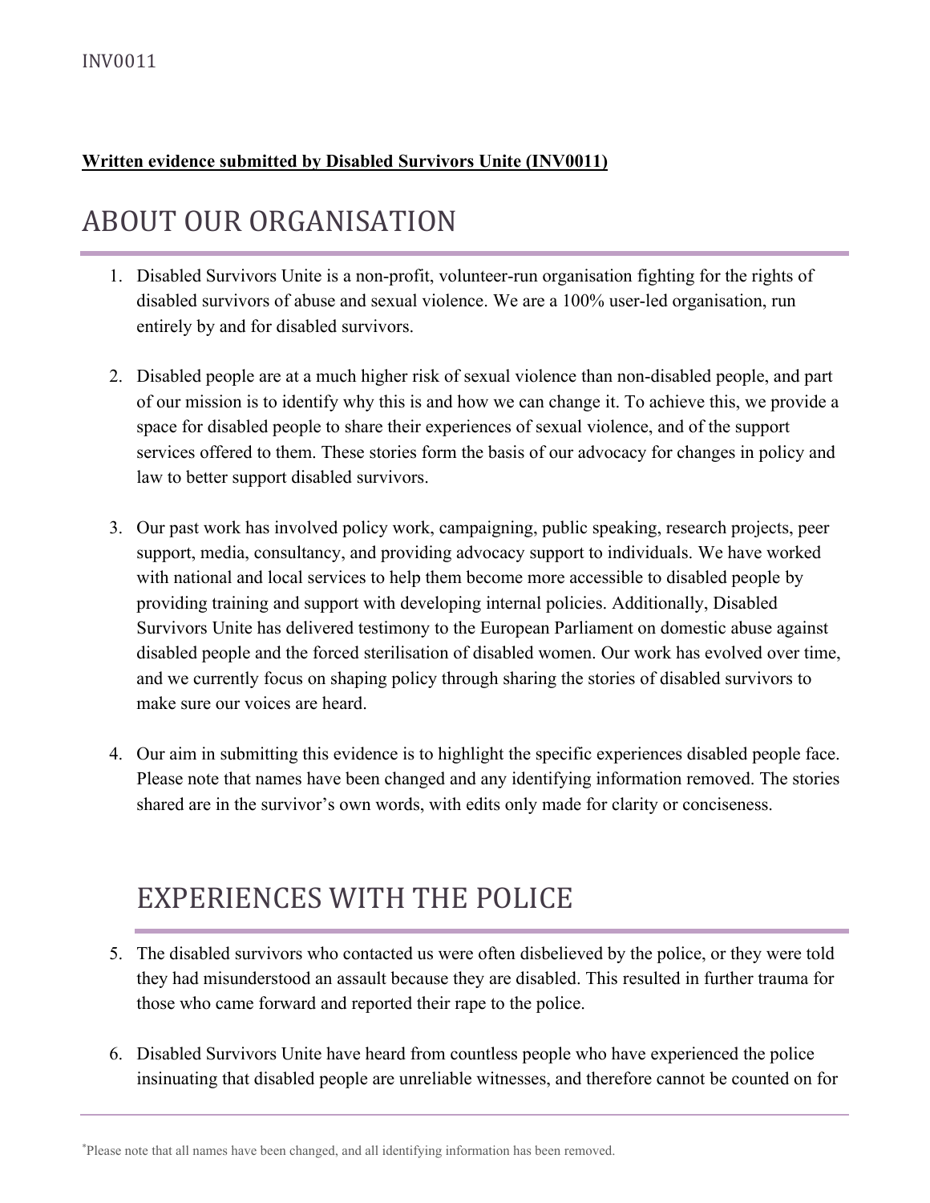**Written evidence submitted by Disabled Survivors Unite (INV0011)**

# ABOUT OUR ORGANISATION

1. Disabled Survivors Unite is a non-profit, volunteer-run organisation fighting for the rights of disabled survivors of abuse and sexual violence. We are a 100% user-led organisation, run entirely by and for disabled survivors.

2. Disabled people are at a much higher risk of sexual violence than non-disabled people, and part of our mission is to identify why this is and how we can change it. To achieve this, we provide a space for disabled people to share their experiences of sexual violence, and of the support services offered to them. These stories form the basis of our advocacy for changes in policy and law to better support disabled survivors.

3. Our past work has involved policy work, campaigning, public speaking, research projects, peer support, media, consultancy, and providing advocacy support to individuals. We have worked with national and local services to help them become more accessible to disabled people by providing training and support with developing internal policies. Additionally, Disabled Survivors Unite has delivered testimony to the European Parliament on domestic abuse against disabled people and the forced sterilisation of disabled women. Our work has evolved over time, and we currently focus on shaping policy through sharing the stories of disabled survivors to make sure our voices are heard.

4. Our aim in submitting this evidence is to highlight the specific experiences disabled people face. Please note that names have been changed and any identifying information removed. The stories shared are in the survivor's own words, with edits only made for clarity or conciseness.

# EXPERIENCES WITH THE POLICE

5. The disabled survivors who contacted us were often disbelieved by the police, or they were told they had misunderstood an assault because they are disabled. This resulted in further trauma for those who came forward and reported their rape to the police.

6. Disabled Survivors Unite have heard from countless people who have experienced the police insinuating that disabled people are unreliable witnesses, and therefore cannot be counted on for

*Please note that all names have been changed, and all identifying information has been removed.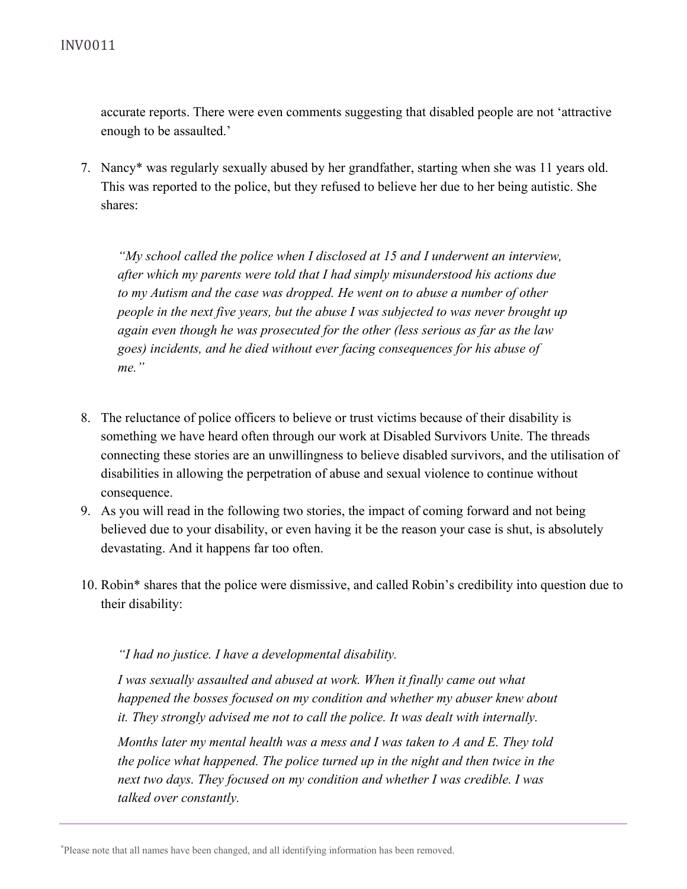accurate reports. There were even comments suggesting that disabled people are not 'attractive enough to be assaulted.'

7. Nancy* was regularly sexually abused by her grandfather, starting when she was 11 years old. This was reported to the police, but they refused to believe her due to her being autistic. She shares:

   *"My school called the police when I disclosed at 15 and I underwent an interview, after which my parents were told that I had simply misunderstood his actions due to my Autism and the case was dropped. He went on to abuse a number of other people in the next five years, but the abuse I was subjected to was never brought up again even though he was prosecuted for the other (less serious as far as the law goes) incidents, and he died without ever facing consequences for his abuse of me."*

8. The reluctance of police officers to believe or trust victims because of their disability is something we have heard often through our work at Disabled Survivors Unite. The threads connecting these stories are an unwillingness to believe disabled survivors, and the utilisation of disabilities in allowing the perpetration of abuse and sexual violence to continue without consequence.
9. As you will read in the following two stories, the impact of coming forward and not being believed due to your disability, or even having it be the reason your case is shut, is absolutely devastating. And it happens far too often.

10. Robin* shares that the police were dismissive, and called Robin's credibility into question due to their disability:

    *"I had no justice. I have a developmental disability.*

    *I was sexually assaulted and abused at work. When it finally came out what happened the bosses focused on my condition and whether my abuser knew about it. They strongly advised me not to call the police. It was dealt with internally.*

    *Months later my mental health was a mess and I was taken to A and E. They told the police what happened. The police turned up in the night and then twice in the next two days. They focused on my condition and whether I was credible. I was talked over constantly.*

*Please note that all names have been changed, and all identifying information has been removed.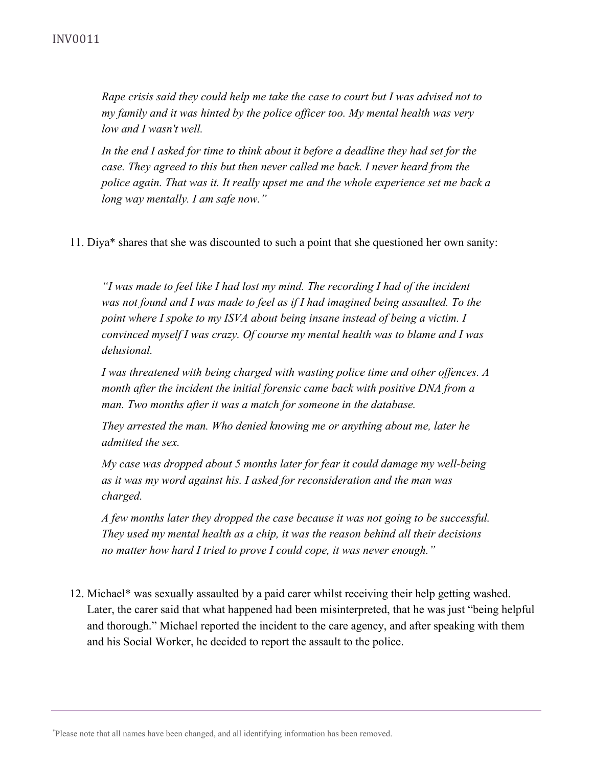*Rape crisis said they could help me take the case to court but I was advised not to my family and it was hinted by the police officer too. My mental health was very low and I wasn't well.*

*In the end I asked for time to think about it before a deadline they had set for the case. They agreed to this but then never called me back. I never heard from the police again. That was it. It really upset me and the whole experience set me back a long way mentally. I am safe now."*

11. Diya* shares that she was discounted to such a point that she questioned her own sanity:

*"I was made to feel like I had lost my mind. The recording I had of the incident was not found and I was made to feel as if I had imagined being assaulted. To the point where I spoke to my ISVA about being insane instead of being a victim. I convinced myself I was crazy. Of course my mental health was to blame and I was delusional.*

*I was threatened with being charged with wasting police time and other offences. A month after the incident the initial forensic came back with positive DNA from a man. Two months after it was a match for someone in the database.*

*They arrested the man. Who denied knowing me or anything about me, later he admitted the sex.*

*My case was dropped about 5 months later for fear it could damage my well-being as it was my word against his. I asked for reconsideration and the man was charged.*

*A few months later they dropped the case because it was not going to be successful. They used my mental health as a chip, it was the reason behind all their decisions no matter how hard I tried to prove I could cope, it was never enough."*

12. Michael* was sexually assaulted by a paid carer whilst receiving their help getting washed. Later, the carer said that what happened had been misinterpreted, that he was just "being helpful and thorough." Michael reported the incident to the care agency, and after speaking with them and his Social Worker, he decided to report the assault to the police.

*Please note that all names have been changed, and all identifying information has been removed.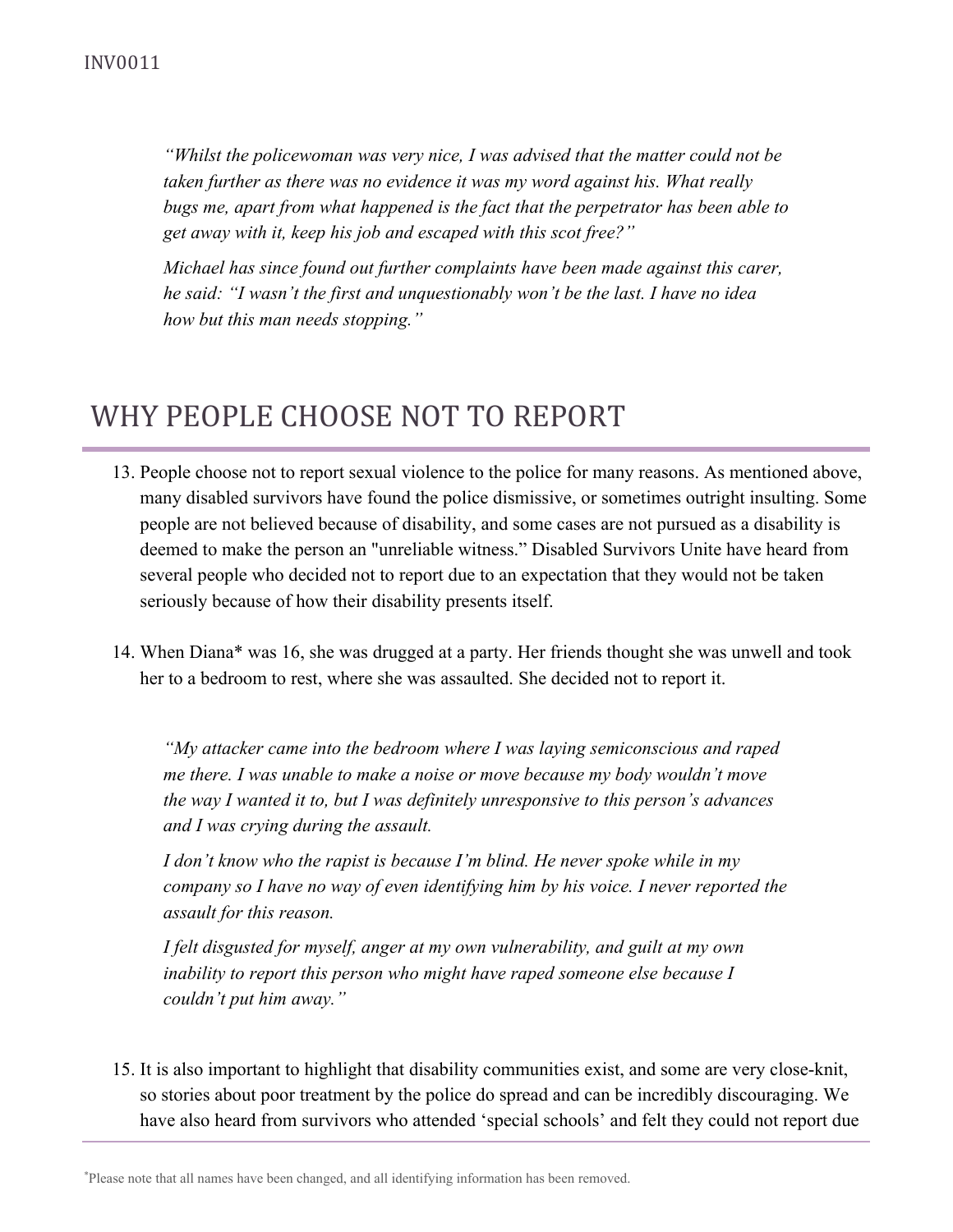*"Whilst the policewoman was very nice, I was advised that the matter could not be taken further as there was no evidence it was my word against his. What really bugs me, apart from what happened is the fact that the perpetrator has been able to get away with it, keep his job and escaped with this scot free?"*

*Michael has since found out further complaints have been made against this carer, he said: "I wasn't the first and unquestionably won't be the last. I have no idea how but this man needs stopping."*

## WHY PEOPLE CHOOSE NOT TO REPORT

13. People choose not to report sexual violence to the police for many reasons. As mentioned above, many disabled survivors have found the police dismissive, or sometimes outright insulting. Some people are not believed because of disability, and some cases are not pursued as a disability is deemed to make the person an "unreliable witness." Disabled Survivors Unite have heard from several people who decided not to report due to an expectation that they would not be taken seriously because of how their disability presents itself.

14. When Diana* was 16, she was drugged at a party. Her friends thought she was unwell and took her to a bedroom to rest, where she was assaulted. She decided not to report it.

    *"My attacker came into the bedroom where I was laying semiconscious and raped me there. I was unable to make a noise or move because my body wouldn't move the way I wanted it to, but I was definitely unresponsive to this person's advances and I was crying during the assault.*

    *I don't know who the rapist is because I'm blind. He never spoke while in my company so I have no way of even identifying him by his voice. I never reported the assault for this reason.*

    *I felt disgusted for myself, anger at my own vulnerability, and guilt at my own inability to report this person who might have raped someone else because I couldn't put him away."*

15. It is also important to highlight that disability communities exist, and some are very close-knit, so stories about poor treatment by the police do spread and can be incredibly discouraging. We have also heard from survivors who attended 'special schools' and felt they could not report due

*Please note that all names have been changed, and all identifying information has been removed.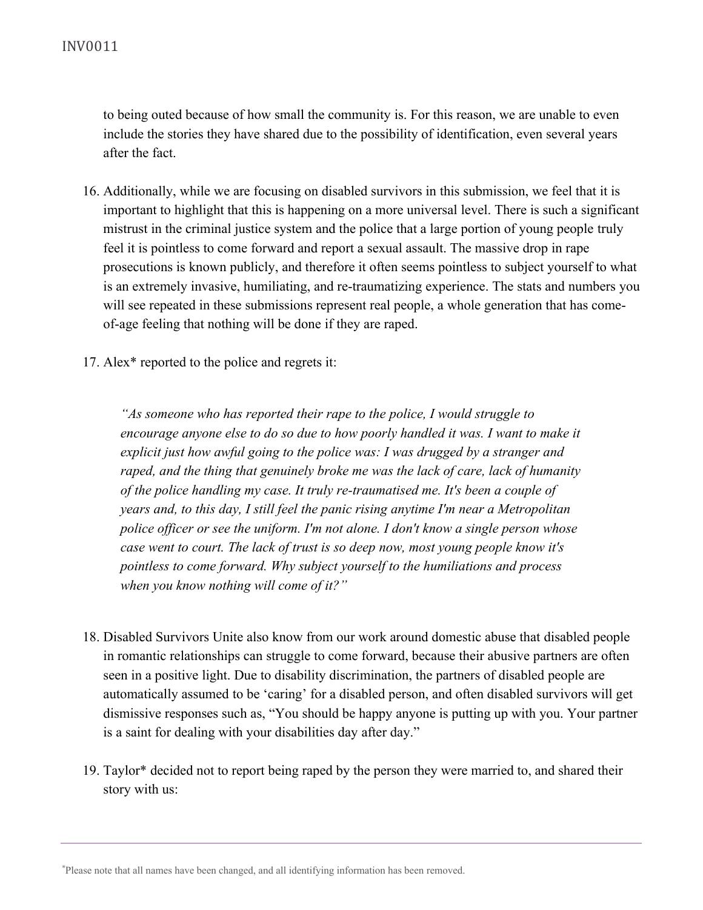to being outed because of how small the community is. For this reason, we are unable to even include the stories they have shared due to the possibility of identification, even several years after the fact.

16. Additionally, while we are focusing on disabled survivors in this submission, we feel that it is important to highlight that this is happening on a more universal level. There is such a significant mistrust in the criminal justice system and the police that a large portion of young people truly feel it is pointless to come forward and report a sexual assault. The massive drop in rape prosecutions is known publicly, and therefore it often seems pointless to subject yourself to what is an extremely invasive, humiliating, and re-traumatizing experience. The stats and numbers you will see repeated in these submissions represent real people, a whole generation that has come-of-age feeling that nothing will be done if they are raped.

17. Alex* reported to the police and regrets it:

> *"As someone who has reported their rape to the police, I would struggle to encourage anyone else to do so due to how poorly handled it was. I want to make it explicit just how awful going to the police was: I was drugged by a stranger and raped, and the thing that genuinely broke me was the lack of care, lack of humanity of the police handling my case. It truly re-traumatised me. It's been a couple of years and, to this day, I still feel the panic rising anytime I'm near a Metropolitan police officer or see the uniform. I'm not alone. I don't know a single person whose case went to court. The lack of trust is so deep now, most young people know it's pointless to come forward. Why subject yourself to the humiliations and process when you know nothing will come of it?"*

18. Disabled Survivors Unite also know from our work around domestic abuse that disabled people in romantic relationships can struggle to come forward, because their abusive partners are often seen in a positive light. Due to disability discrimination, the partners of disabled people are automatically assumed to be 'caring' for a disabled person, and often disabled survivors will get dismissive responses such as, "You should be happy anyone is putting up with you. Your partner is a saint for dealing with your disabilities day after day."

19. Taylor* decided not to report being raped by the person they were married to, and shared their story with us:

*Please note that all names have been changed, and all identifying information has been removed.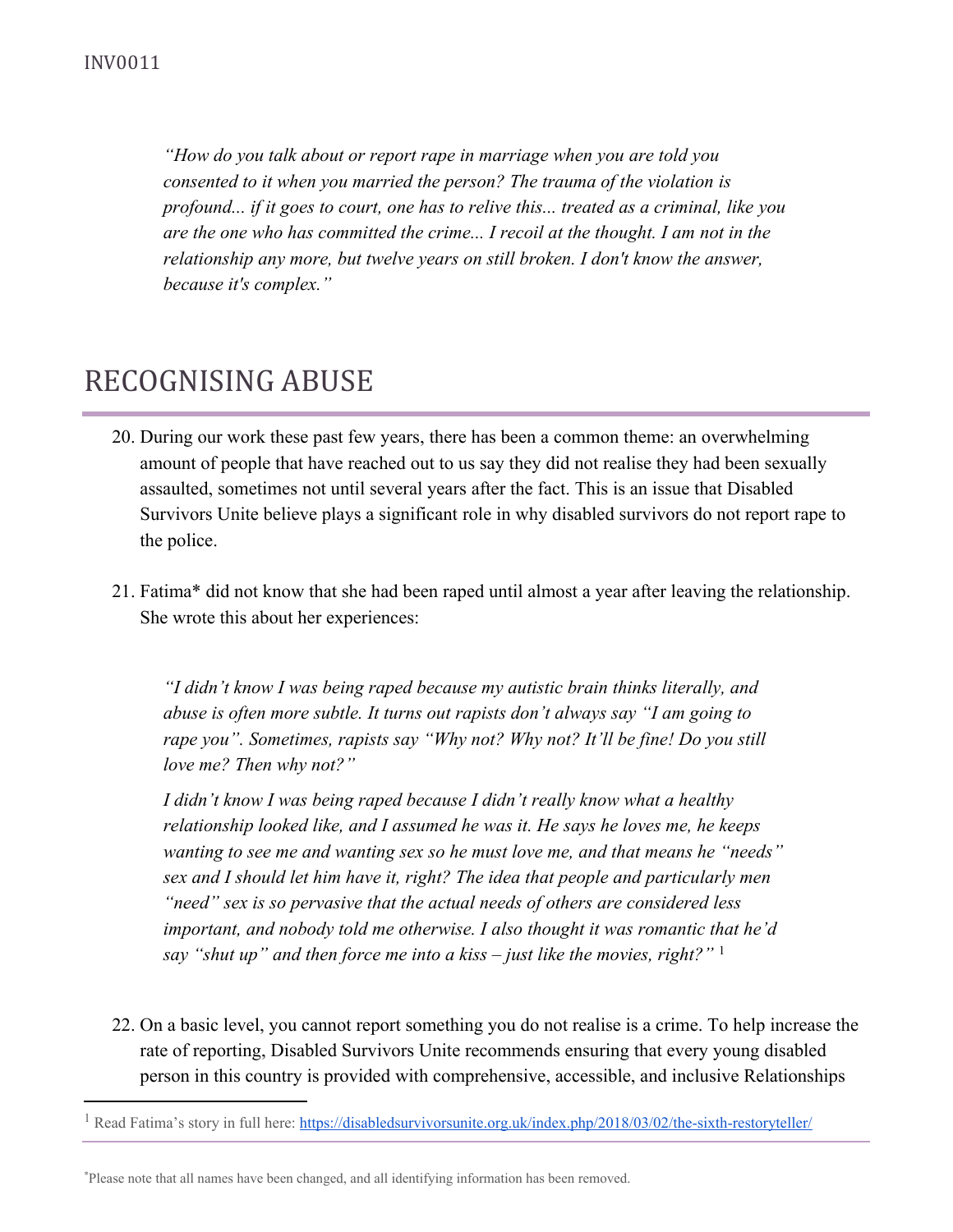> *"How do you talk about or report rape in marriage when you are told you consented to it when you married the person? The trauma of the violation is profound... if it goes to court, one has to relive this... treated as a criminal, like you are the one who has committed the crime... I recoil at the thought. I am not in the relationship any more, but twelve years on still broken. I don't know the answer, because it's complex."*

# RECOGNISING ABUSE

20. During our work these past few years, there has been a common theme: an overwhelming amount of people that have reached out to us say they did not realise they had been sexually assaulted, sometimes not until several years after the fact. This is an issue that Disabled Survivors Unite believe plays a significant role in why disabled survivors do not report rape to the police.

21. Fatima* did not know that she had been raped until almost a year after leaving the relationship. She wrote this about her experiences:

> *"I didn't know I was being raped because my autistic brain thinks literally, and abuse is often more subtle. It turns out rapists don't always say "I am going to rape you". Sometimes, rapists say "Why not? Why not? It'll be fine! Do you still love me? Then why not?"*
>
> *I didn't know I was being raped because I didn't really know what a healthy relationship looked like, and I assumed he was it. He says he loves me, he keeps wanting to see me and wanting sex so he must love me, and that means he "needs" sex and I should let him have it, right? The idea that people and particularly men "need" sex is so pervasive that the actual needs of others are considered less important, and nobody told me otherwise. I also thought it was romantic that he'd say "shut up" and then force me into a kiss – just like the movies, right?"* [1]

22. On a basic level, you cannot report something you do not realise is a crime. To help increase the rate of reporting, Disabled Survivors Unite recommends ensuring that every young disabled person in this country is provided with comprehensive, accessible, and inclusive Relationships

---

[1] Read Fatima's story in full here: https://disabledsurvivorsunite.org.uk/index.php/2018/03/02/the-sixth-restoryteller/

*Please note that all names have been changed, and all identifying information has been removed.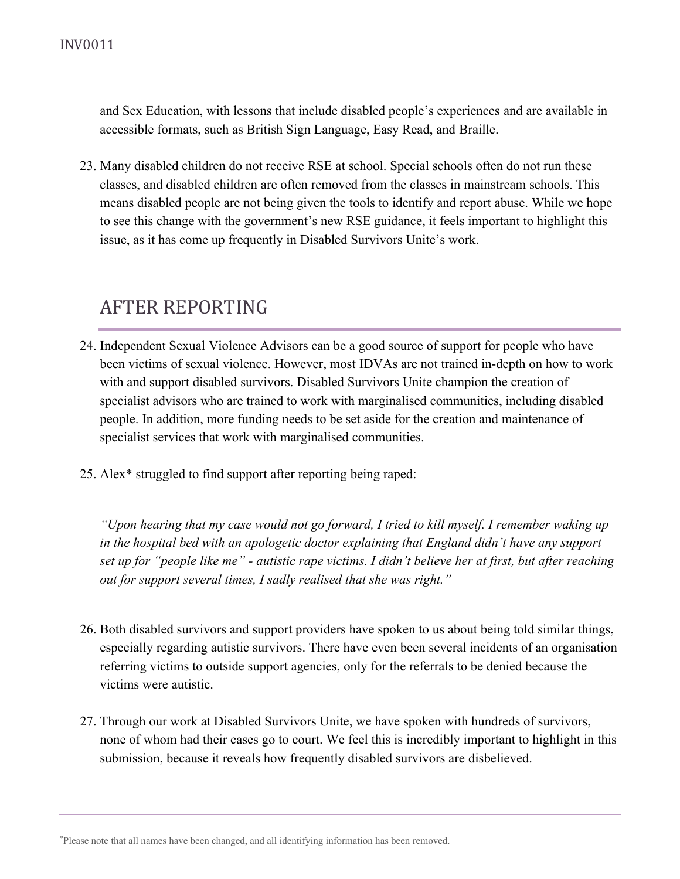and Sex Education, with lessons that include disabled people's experiences and are available in accessible formats, such as British Sign Language, Easy Read, and Braille.

23. Many disabled children do not receive RSE at school. Special schools often do not run these classes, and disabled children are often removed from the classes in mainstream schools. This means disabled people are not being given the tools to identify and report abuse. While we hope to see this change with the government's new RSE guidance, it feels important to highlight this issue, as it has come up frequently in Disabled Survivors Unite's work.

## AFTER REPORTING

24. Independent Sexual Violence Advisors can be a good source of support for people who have been victims of sexual violence. However, most IDVAs are not trained in-depth on how to work with and support disabled survivors. Disabled Survivors Unite champion the creation of specialist advisors who are trained to work with marginalised communities, including disabled people. In addition, more funding needs to be set aside for the creation and maintenance of specialist services that work with marginalised communities.

25. Alex* struggled to find support after reporting being raped:

*"Upon hearing that my case would not go forward, I tried to kill myself. I remember waking up in the hospital bed with an apologetic doctor explaining that England didn't have any support set up for "people like me" - autistic rape victims. I didn't believe her at first, but after reaching out for support several times, I sadly realised that she was right."*

26. Both disabled survivors and support providers have spoken to us about being told similar things, especially regarding autistic survivors. There have even been several incidents of an organisation referring victims to outside support agencies, only for the referrals to be denied because the victims were autistic.

27. Through our work at Disabled Survivors Unite, we have spoken with hundreds of survivors, none of whom had their cases go to court. We feel this is incredibly important to highlight in this submission, because it reveals how frequently disabled survivors are disbelieved.

*Please note that all names have been changed, and all identifying information has been removed.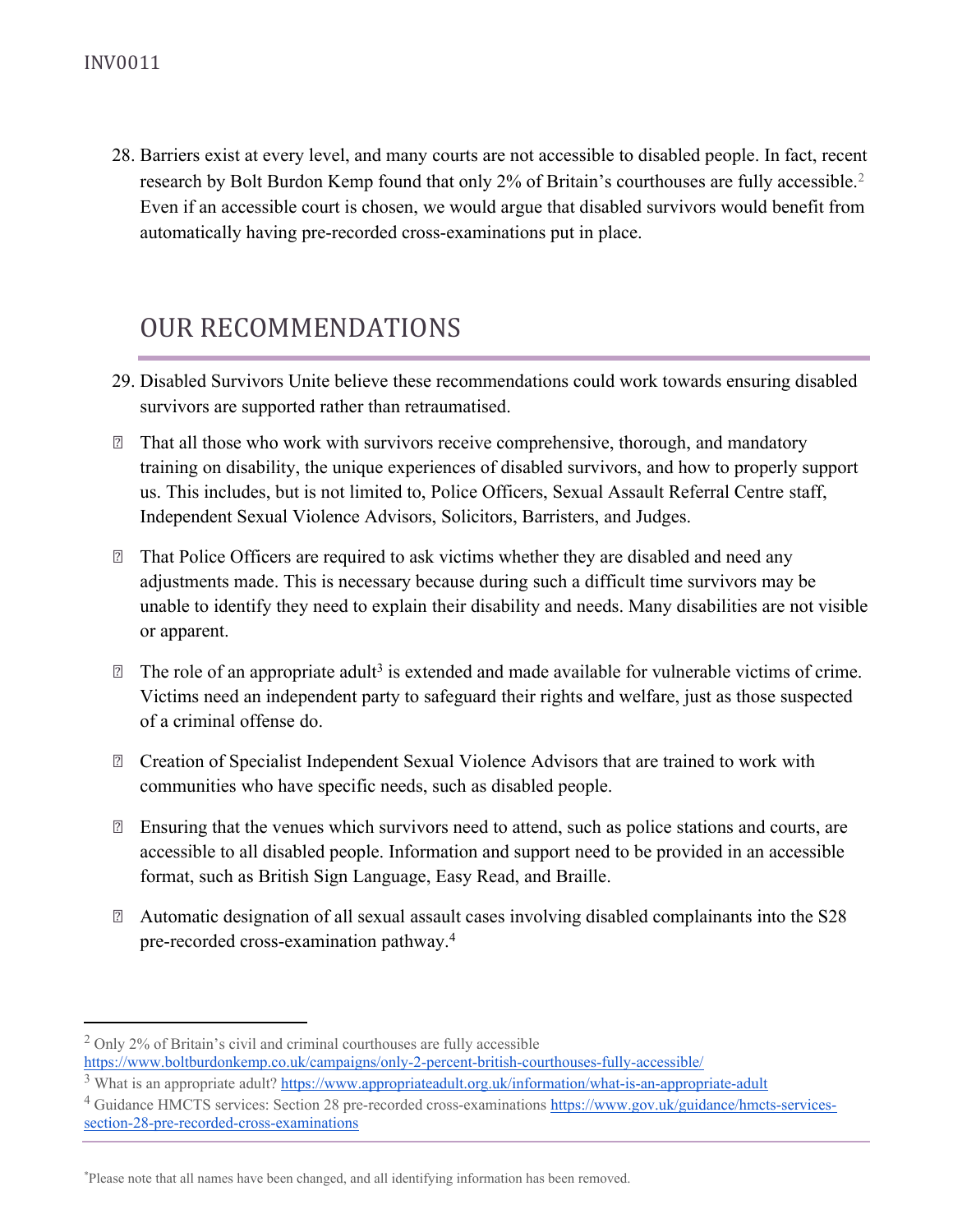28. Barriers exist at every level, and many courts are not accessible to disabled people. In fact, recent research by Bolt Burdon Kemp found that only 2% of Britain's courthouses are fully accessible.[2] Even if an accessible court is chosen, we would argue that disabled survivors would benefit from automatically having pre-recorded cross-examinations put in place.

## OUR RECOMMENDATIONS

29. Disabled Survivors Unite believe these recommendations could work towards ensuring disabled survivors are supported rather than retraumatised.

- That all those who work with survivors receive comprehensive, thorough, and mandatory training on disability, the unique experiences of disabled survivors, and how to properly support us. This includes, but is not limited to, Police Officers, Sexual Assault Referral Centre staff, Independent Sexual Violence Advisors, Solicitors, Barristers, and Judges.
- That Police Officers are required to ask victims whether they are disabled and need any adjustments made. This is necessary because during such a difficult time survivors may be unable to identify they need to explain their disability and needs. Many disabilities are not visible or apparent.
- The role of an appropriate adult[3] is extended and made available for vulnerable victims of crime. Victims need an independent party to safeguard their rights and welfare, just as those suspected of a criminal offense do.
- Creation of Specialist Independent Sexual Violence Advisors that are trained to work with communities who have specific needs, such as disabled people.
- Ensuring that the venues which survivors need to attend, such as police stations and courts, are accessible to all disabled people. Information and support need to be provided in an accessible format, such as British Sign Language, Easy Read, and Braille.
- Automatic designation of all sexual assault cases involving disabled complainants into the S28 pre-recorded cross-examination pathway.[4]

---

[2] Only 2% of Britain's civil and criminal courthouses are fully accessible https://www.boltburdonkemp.co.uk/campaigns/only-2-percent-british-courthouses-fully-accessible/

[3] What is an appropriate adult? https://www.appropriateadult.org.uk/information/what-is-an-appropriate-adult

[4] Guidance HMCTS services: Section 28 pre-recorded cross-examinations https://www.gov.uk/guidance/hmcts-services-section-28-pre-recorded-cross-examinations

*Please note that all names have been changed, and all identifying information has been removed.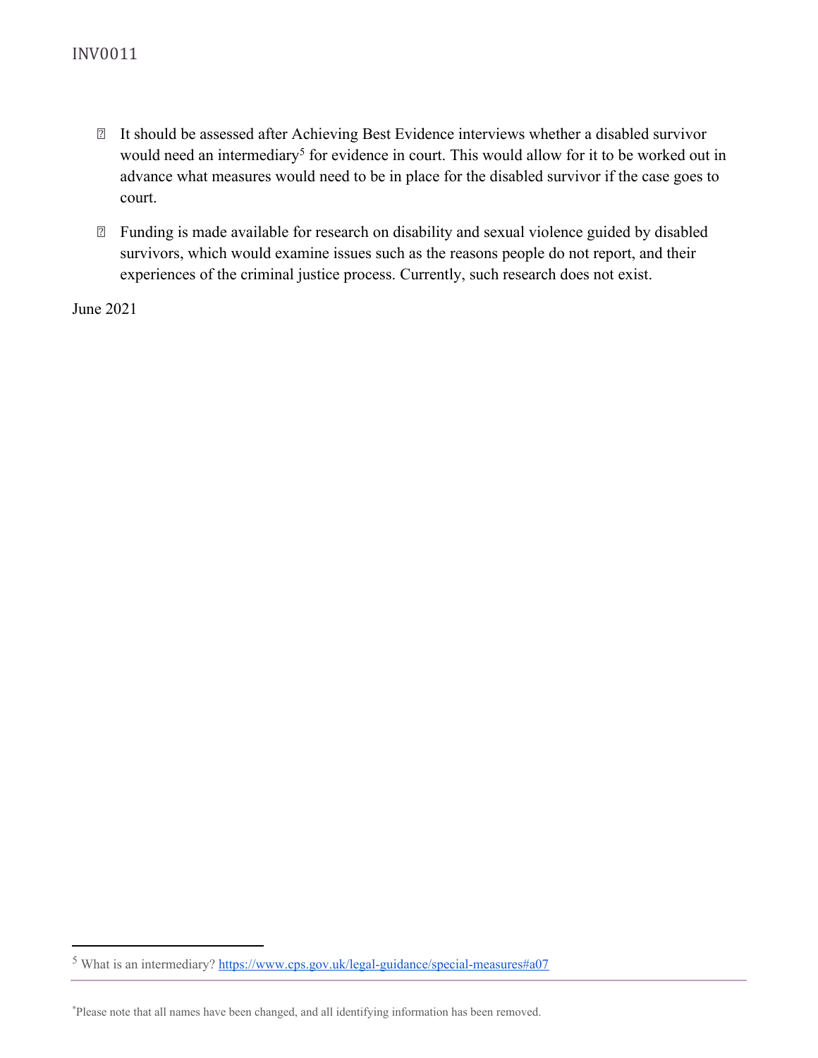- It should be assessed after Achieving Best Evidence interviews whether a disabled survivor would need an intermediary[5] for evidence in court. This would allow for it to be worked out in advance what measures would need to be in place for the disabled survivor if the case goes to court.
- Funding is made available for research on disability and sexual violence guided by disabled survivors, which would examine issues such as the reasons people do not report, and their experiences of the criminal justice process. Currently, such research does not exist.

June 2021

---

[5] What is an intermediary? https://www.cps.gov.uk/legal-guidance/special-measures#a07

*Please note that all names have been changed, and all identifying information has been removed.